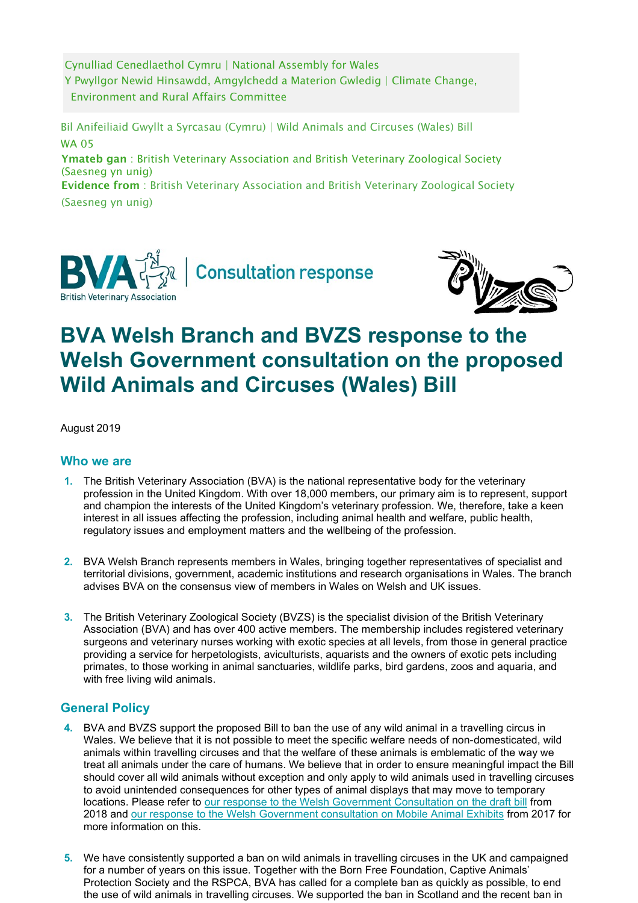Cynulliad Cenedlaethol Cymru | National Assembly for Wales
Y Pwyllgor Newid Hinsawdd, Amgylchedd a Materion Gwledig | Climate Change, Environment and Rural Affairs Committee

Bil Anifeiliaid Gwyllt a Syrcasau (Cymru) | Wild Animals and Circuses (Wales) Bill
WA 05
**Ymateb gan** : British Veterinary Association and British Veterinary Zoological Society (Saesneg yn unig)
**Evidence from** : British Veterinary Association and British Veterinary Zoological Society (Saesneg yn unig)

BVA British Veterinary Association | Consultation response

# BVA Welsh Branch and BVZS response to the Welsh Government consultation on the proposed Wild Animals and Circuses (Wales) Bill

August 2019

## Who we are

1. The British Veterinary Association (BVA) is the national representative body for the veterinary profession in the United Kingdom. With over 18,000 members, our primary aim is to represent, support and champion the interests of the United Kingdom's veterinary profession. We, therefore, take a keen interest in all issues affecting the profession, including animal health and welfare, public health, regulatory issues and employment matters and the wellbeing of the profession.

2. BVA Welsh Branch represents members in Wales, bringing together representatives of specialist and territorial divisions, government, academic institutions and research organisations in Wales. The branch advises BVA on the consensus view of members in Wales on Welsh and UK issues.

3. The British Veterinary Zoological Society (BVZS) is the specialist division of the British Veterinary Association (BVA) and has over 400 active members. The membership includes registered veterinary surgeons and veterinary nurses working with exotic species at all levels, from those in general practice providing a service for herpetologists, aviculturists, aquarists and the owners of exotic pets including primates, to those working in animal sanctuaries, wildlife parks, bird gardens, zoos and aquaria, and with free living wild animals.

## General Policy

4. BVA and BVZS support the proposed Bill to ban the use of any wild animal in a travelling circus in Wales. We believe that it is not possible to meet the specific welfare needs of non-domesticated, wild animals within travelling circuses and that the welfare of these animals is emblematic of the way we treat all animals under the care of humans. We believe that in order to ensure meaningful impact the Bill should cover all wild animals without exception and only apply to wild animals used in travelling circuses to avoid unintended consequences for other types of animal displays that may move to temporary locations. Please refer to [our response to the Welsh Government Consultation on the draft bill]() from 2018 and [our response to the Welsh Government consultation on Mobile Animal Exhibits]() from 2017 for more information on this.

5. We have consistently supported a ban on wild animals in travelling circuses in the UK and campaigned for a number of years on this issue. Together with the Born Free Foundation, Captive Animals' Protection Society and the RSPCA, BVA has called for a complete ban as quickly as possible, to end the use of wild animals in travelling circuses. We supported the ban in Scotland and the recent ban in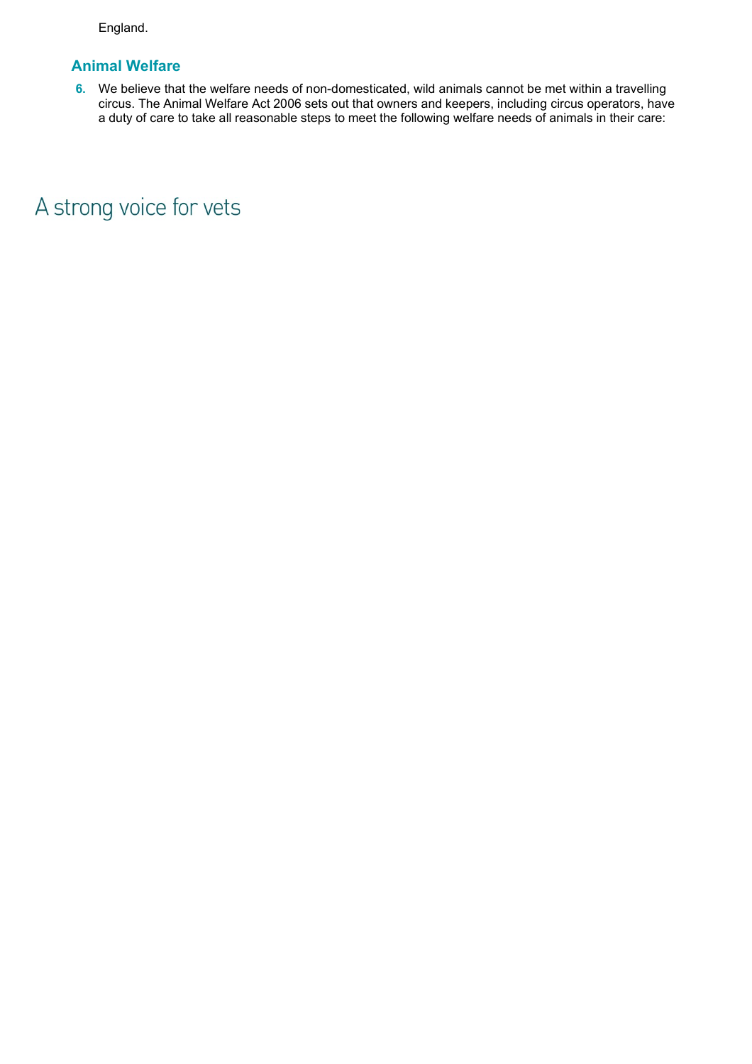England.

### Animal Welfare

6. We believe that the welfare needs of non-domesticated, wild animals cannot be met within a travelling circus. The Animal Welfare Act 2006 sets out that owners and keepers, including circus operators, have a duty of care to take all reasonable steps to meet the following welfare needs of animals in their care: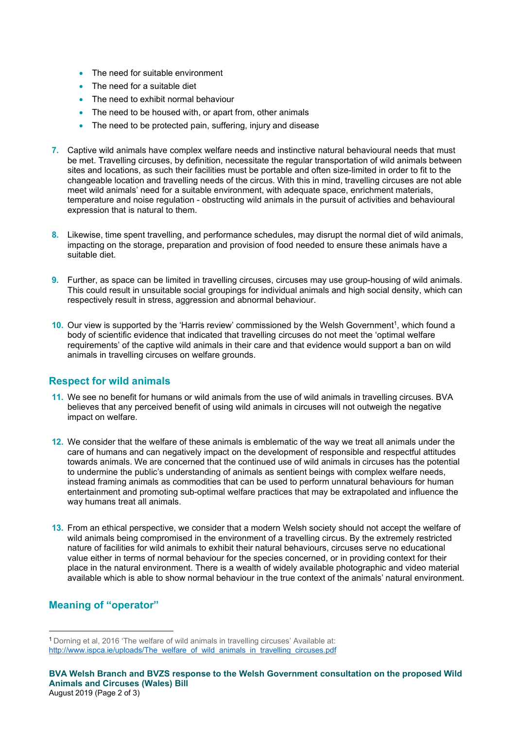- The need for suitable environment
- The need for a suitable diet
- The need to exhibit normal behaviour
- The need to be housed with, or apart from, other animals
- The need to be protected pain, suffering, injury and disease

7. Captive wild animals have complex welfare needs and instinctive natural behavioural needs that must be met. Travelling circuses, by definition, necessitate the regular transportation of wild animals between sites and locations, as such their facilities must be portable and often size-limited in order to fit to the changeable location and travelling needs of the circus. With this in mind, travelling circuses are not able meet wild animals' need for a suitable environment, with adequate space, enrichment materials, temperature and noise regulation - obstructing wild animals in the pursuit of activities and behavioural expression that is natural to them.

8. Likewise, time spent travelling, and performance schedules, may disrupt the normal diet of wild animals, impacting on the storage, preparation and provision of food needed to ensure these animals have a suitable diet.

9. Further, as space can be limited in travelling circuses, circuses may use group-housing of wild animals. This could result in unsuitable social groupings for individual animals and high social density, which can respectively result in stress, aggression and abnormal behaviour.

10. Our view is supported by the 'Harris review' commissioned by the Welsh Government[1], which found a body of scientific evidence that indicated that travelling circuses do not meet the 'optimal welfare requirements' of the captive wild animals in their care and that evidence would support a ban on wild animals in travelling circuses on welfare grounds.

## Respect for wild animals

11. We see no benefit for humans or wild animals from the use of wild animals in travelling circuses. BVA believes that any perceived benefit of using wild animals in circuses will not outweigh the negative impact on welfare.

12. We consider that the welfare of these animals is emblematic of the way we treat all animals under the care of humans and can negatively impact on the development of responsible and respectful attitudes towards animals. We are concerned that the continued use of wild animals in circuses has the potential to undermine the public's understanding of animals as sentient beings with complex welfare needs, instead framing animals as commodities that can be used to perform unnatural behaviours for human entertainment and promoting sub-optimal welfare practices that may be extrapolated and influence the way humans treat all animals.

13. From an ethical perspective, we consider that a modern Welsh society should not accept the welfare of wild animals being compromised in the environment of a travelling circus. By the extremely restricted nature of facilities for wild animals to exhibit their natural behaviours, circuses serve no educational value either in terms of normal behaviour for the species concerned, or in providing context for their place in the natural environment. There is a wealth of widely available photographic and video material available which is able to show normal behaviour in the true context of the animals' natural environment.

## Meaning of "operator"

---

[1] Dorning et al, 2016 'The welfare of wild animals in travelling circuses' Available at: http://www.ispca.ie/uploads/The_welfare_of_wild_animals_in_travelling_circuses.pdf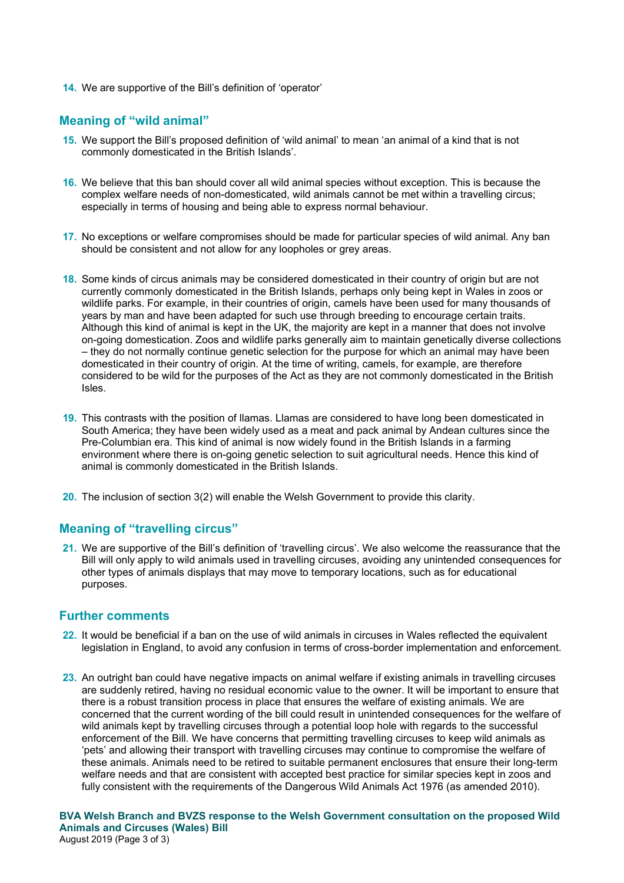14. We are supportive of the Bill's definition of 'operator'

## Meaning of "wild animal"

15. We support the Bill's proposed definition of 'wild animal' to mean 'an animal of a kind that is not commonly domesticated in the British Islands'.

16. We believe that this ban should cover all wild animal species without exception. This is because the complex welfare needs of non-domesticated, wild animals cannot be met within a travelling circus; especially in terms of housing and being able to express normal behaviour.

17. No exceptions or welfare compromises should be made for particular species of wild animal. Any ban should be consistent and not allow for any loopholes or grey areas.

18. Some kinds of circus animals may be considered domesticated in their country of origin but are not currently commonly domesticated in the British Islands, perhaps only being kept in Wales in zoos or wildlife parks. For example, in their countries of origin, camels have been used for many thousands of years by man and have been adapted for such use through breeding to encourage certain traits. Although this kind of animal is kept in the UK, the majority are kept in a manner that does not involve on-going domestication. Zoos and wildlife parks generally aim to maintain genetically diverse collections – they do not normally continue genetic selection for the purpose for which an animal may have been domesticated in their country of origin. At the time of writing, camels, for example, are therefore considered to be wild for the purposes of the Act as they are not commonly domesticated in the British Isles.

19. This contrasts with the position of llamas. Llamas are considered to have long been domesticated in South America; they have been widely used as a meat and pack animal by Andean cultures since the Pre-Columbian era. This kind of animal is now widely found in the British Islands in a farming environment where there is on-going genetic selection to suit agricultural needs. Hence this kind of animal is commonly domesticated in the British Islands.

20. The inclusion of section 3(2) will enable the Welsh Government to provide this clarity.

## Meaning of "travelling circus"

21. We are supportive of the Bill's definition of 'travelling circus'. We also welcome the reassurance that the Bill will only apply to wild animals used in travelling circuses, avoiding any unintended consequences for other types of animals displays that may move to temporary locations, such as for educational purposes.

## Further comments

22. It would be beneficial if a ban on the use of wild animals in circuses in Wales reflected the equivalent legislation in England, to avoid any confusion in terms of cross-border implementation and enforcement.

23. An outright ban could have negative impacts on animal welfare if existing animals in travelling circuses are suddenly retired, having no residual economic value to the owner. It will be important to ensure that there is a robust transition process in place that ensures the welfare of existing animals. We are concerned that the current wording of the bill could result in unintended consequences for the welfare of wild animals kept by travelling circuses through a potential loop hole with regards to the successful enforcement of the Bill. We have concerns that permitting travelling circuses to keep wild animals as 'pets' and allowing their transport with travelling circuses may continue to compromise the welfare of these animals. Animals need to be retired to suitable permanent enclosures that ensure their long-term welfare needs and that are consistent with accepted best practice for similar species kept in zoos and fully consistent with the requirements of the Dangerous Wild Animals Act 1976 (as amended 2010).